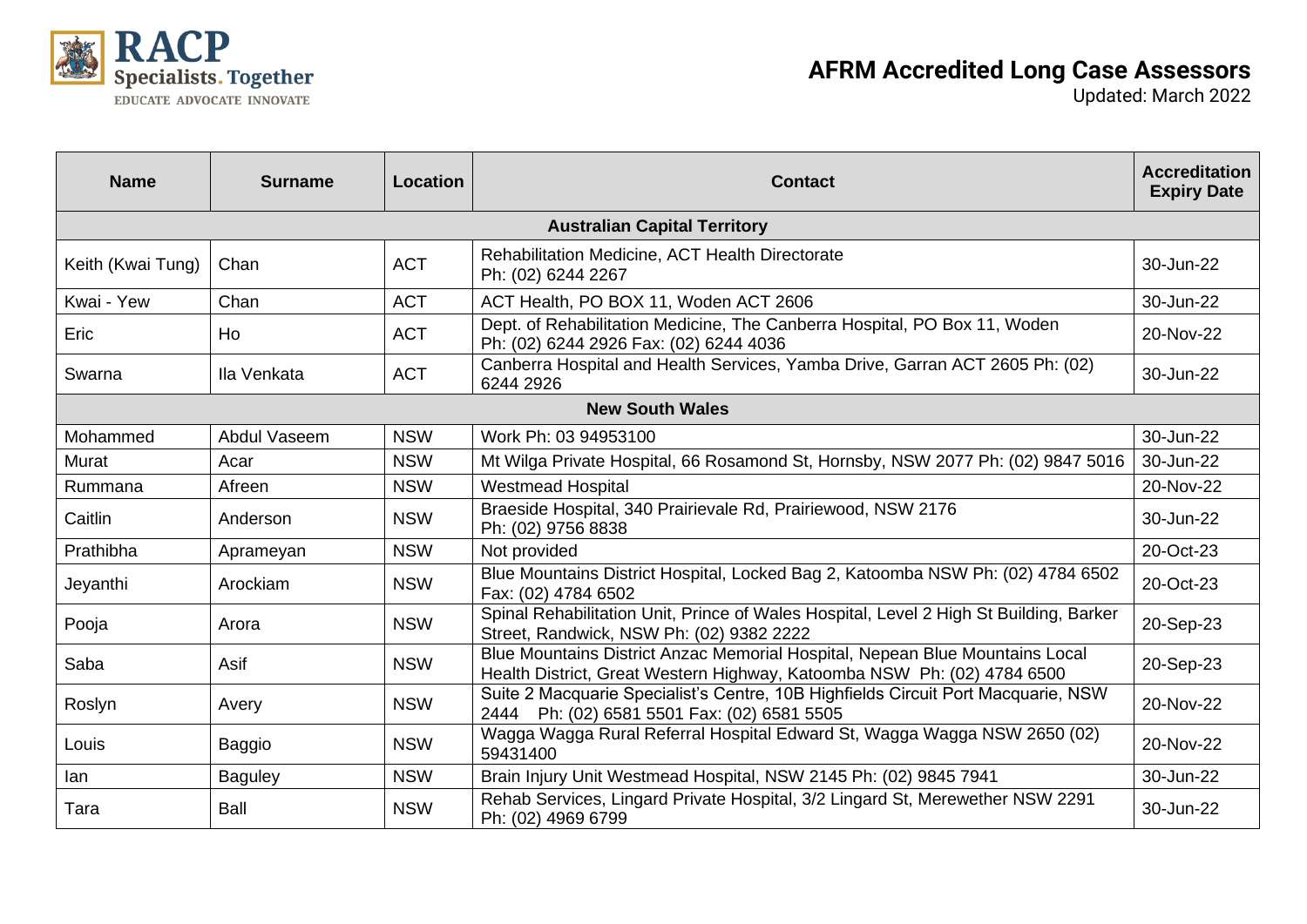RACP
Specialists. Together
EDUCATE ADVOCATE INNOVATE

# AFRM Accredited Long Case Assessors

Updated: March 2022

| Name | Surname | Location | Contact | Accreditation Expiry Date |
|---|---|---|---|---|
| **Australian Capital Territory** | | | | |
| Keith (Kwai Tung) | Chan | ACT | Rehabilitation Medicine, ACT Health Directorate Ph: (02) 6244 2267 | 30-Jun-22 |
| Kwai - Yew | Chan | ACT | ACT Health, PO BOX 11, Woden ACT 2606 | 30-Jun-22 |
| Eric | Ho | ACT | Dept. of Rehabilitation Medicine, The Canberra Hospital, PO Box 11, Woden Ph: (02) 6244 2926 Fax: (02) 6244 4036 | 20-Nov-22 |
| Swarna | Ila Venkata | ACT | Canberra Hospital and Health Services, Yamba Drive, Garran ACT 2605 Ph: (02) 6244 2926 | 30-Jun-22 |
| **New South Wales** | | | | |
| Mohammed | Abdul Vaseem | NSW | Work Ph: 03 94953100 | 30-Jun-22 |
| Murat | Acar | NSW | Mt Wilga Private Hospital, 66 Rosamond St, Hornsby, NSW 2077 Ph: (02) 9847 5016 | 30-Jun-22 |
| Rummana | Afreen | NSW | Westmead Hospital | 20-Nov-22 |
| Caitlin | Anderson | NSW | Braeside Hospital, 340 Prairievale Rd, Prairiewood, NSW 2176 Ph: (02) 9756 8838 | 30-Jun-22 |
| Prathibha | Aprameyan | NSW | Not provided | 20-Oct-23 |
| Jeyanthi | Arockiam | NSW | Blue Mountains District Hospital, Locked Bag 2, Katoomba NSW Ph: (02) 4784 6502 Fax: (02) 4784 6502 | 20-Oct-23 |
| Pooja | Arora | NSW | Spinal Rehabilitation Unit, Prince of Wales Hospital, Level 2 High St Building, Barker Street, Randwick, NSW Ph: (02) 9382 2222 | 20-Sep-23 |
| Saba | Asif | NSW | Blue Mountains District Anzac Memorial Hospital, Nepean Blue Mountains Local Health District, Great Western Highway, Katoomba NSW Ph: (02) 4784 6500 | 20-Sep-23 |
| Roslyn | Avery | NSW | Suite 2 Macquarie Specialist's Centre, 10B Highfields Circuit Port Macquarie, NSW 2444 Ph: (02) 6581 5501 Fax: (02) 6581 5505 | 20-Nov-22 |
| Louis | Baggio | NSW | Wagga Wagga Rural Referral Hospital Edward St, Wagga Wagga NSW 2650 (02) 59431400 | 20-Nov-22 |
| Ian | Baguley | NSW | Brain Injury Unit Westmead Hospital, NSW 2145 Ph: (02) 9845 7941 | 30-Jun-22 |
| Tara | Ball | NSW | Rehab Services, Lingard Private Hospital, 3/2 Lingard St, Merewether NSW 2291 Ph: (02) 4969 6799 | 30-Jun-22 |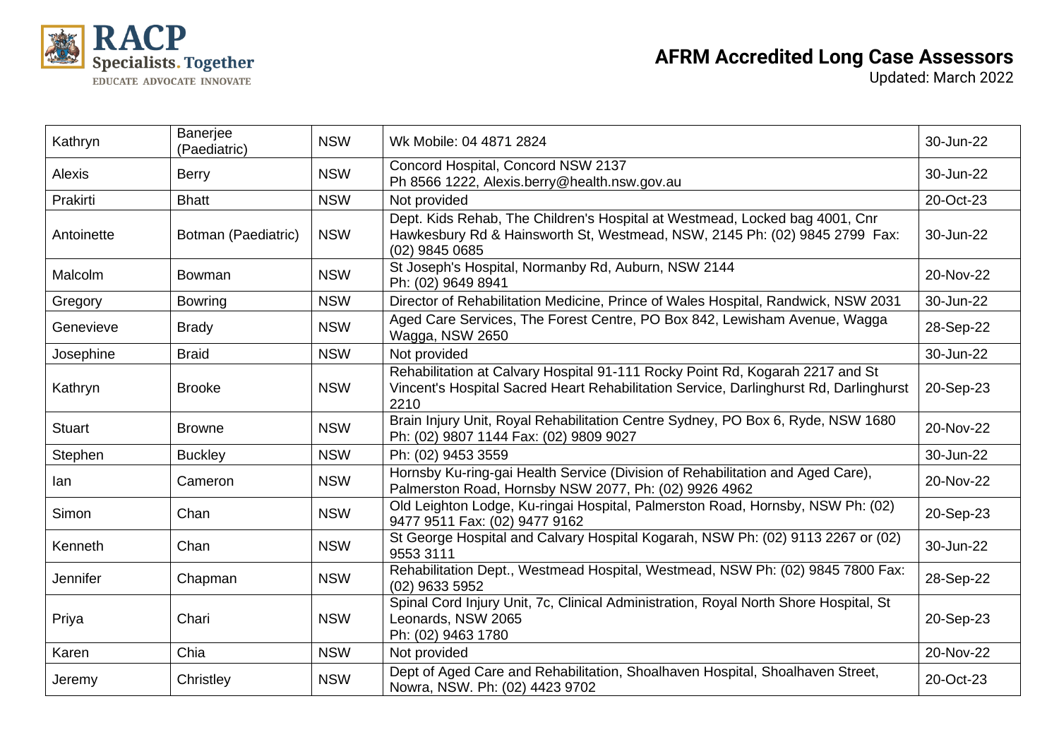# AFRM Accredited Long Case Assessors

Updated: March 2022

| | | | | |
|---|---|---|---|---|
| Kathryn | Banerjee (Paediatric) | NSW | Wk Mobile: 04 4871 2824 | 30-Jun-22 |
| Alexis | Berry | NSW | Concord Hospital, Concord NSW 2137 Ph 8566 1222, Alexis.berry@health.nsw.gov.au | 30-Jun-22 |
| Prakirti | Bhatt | NSW | Not provided | 20-Oct-23 |
| Antoinette | Botman (Paediatric) | NSW | Dept. Kids Rehab, The Children's Hospital at Westmead, Locked bag 4001, Cnr Hawkesbury Rd & Hainsworth St, Westmead, NSW, 2145 Ph: (02) 9845 2799 Fax: (02) 9845 0685 | 30-Jun-22 |
| Malcolm | Bowman | NSW | St Joseph's Hospital, Normanby Rd, Auburn, NSW 2144 Ph: (02) 9649 8941 | 20-Nov-22 |
| Gregory | Bowring | NSW | Director of Rehabilitation Medicine, Prince of Wales Hospital, Randwick, NSW 2031 | 30-Jun-22 |
| Genevieve | Brady | NSW | Aged Care Services, The Forest Centre, PO Box 842, Lewisham Avenue, Wagga Wagga, NSW 2650 | 28-Sep-22 |
| Josephine | Braid | NSW | Not provided | 30-Jun-22 |
| Kathryn | Brooke | NSW | Rehabilitation at Calvary Hospital 91-111 Rocky Point Rd, Kogarah 2217 and St Vincent's Hospital Sacred Heart Rehabilitation Service, Darlinghurst Rd, Darlinghurst 2210 | 20-Sep-23 |
| Stuart | Browne | NSW | Brain Injury Unit, Royal Rehabilitation Centre Sydney, PO Box 6, Ryde, NSW 1680 Ph: (02) 9807 1144 Fax: (02) 9809 9027 | 20-Nov-22 |
| Stephen | Buckley | NSW | Ph: (02) 9453 3559 | 30-Jun-22 |
| Ian | Cameron | NSW | Hornsby Ku-ring-gai Health Service (Division of Rehabilitation and Aged Care), Palmerston Road, Hornsby NSW 2077, Ph: (02) 9926 4962 | 20-Nov-22 |
| Simon | Chan | NSW | Old Leighton Lodge, Ku-ringai Hospital, Palmerston Road, Hornsby, NSW Ph: (02) 9477 9511 Fax: (02) 9477 9162 | 20-Sep-23 |
| Kenneth | Chan | NSW | St George Hospital and Calvary Hospital Kogarah, NSW Ph: (02) 9113 2267 or (02) 9553 3111 | 30-Jun-22 |
| Jennifer | Chapman | NSW | Rehabilitation Dept., Westmead Hospital, Westmead, NSW Ph: (02) 9845 7800 Fax: (02) 9633 5952 | 28-Sep-22 |
| Priya | Chari | NSW | Spinal Cord Injury Unit, 7c, Clinical Administration, Royal North Shore Hospital, St Leonards, NSW 2065 Ph: (02) 9463 1780 | 20-Sep-23 |
| Karen | Chia | NSW | Not provided | 20-Nov-22 |
| Jeremy | Christley | NSW | Dept of Aged Care and Rehabilitation, Shoalhaven Hospital, Shoalhaven Street, Nowra, NSW. Ph: (02) 4423 9702 | 20-Oct-23 |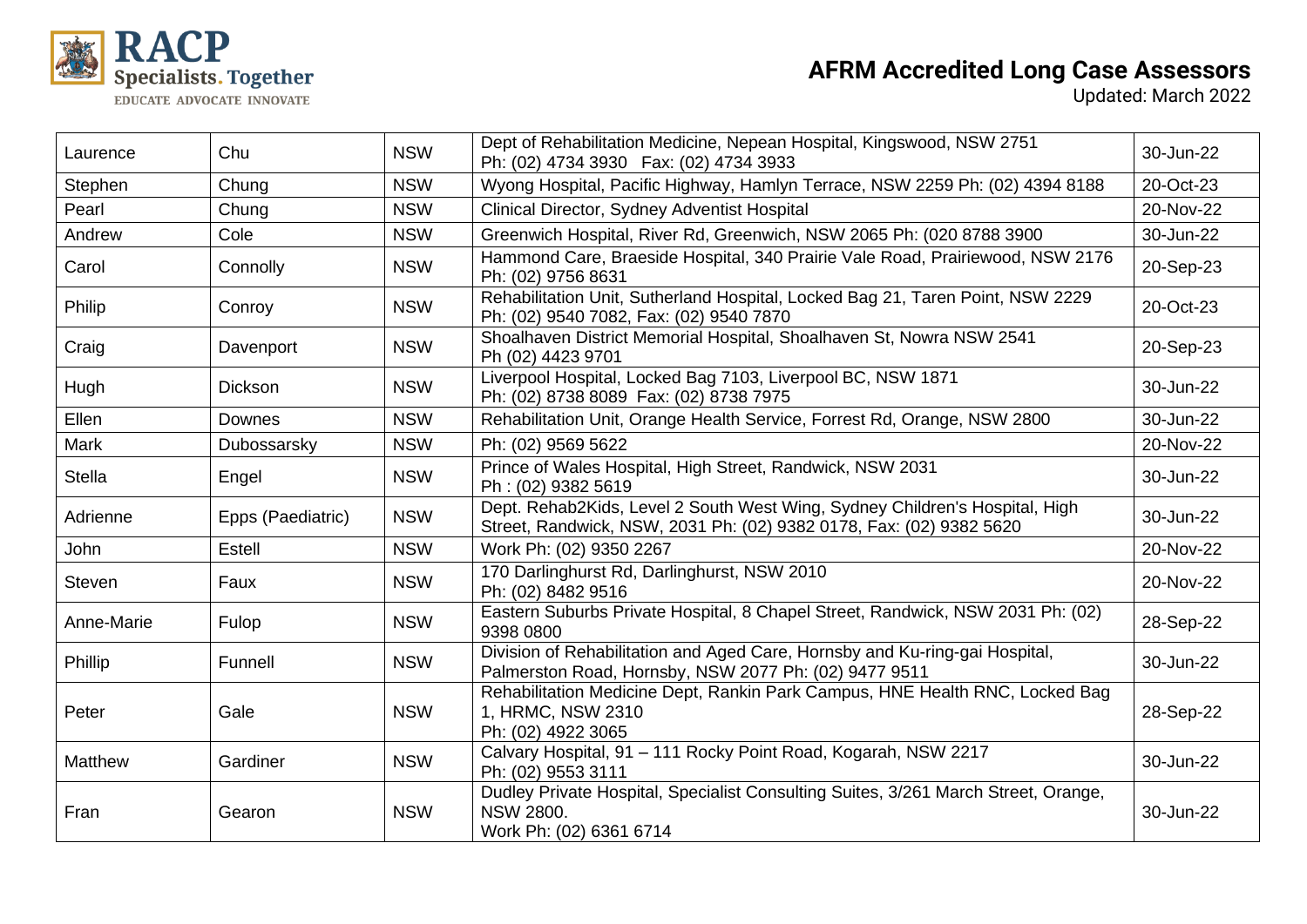| Laurence | Chu | NSW | Dept of Rehabilitation Medicine, Nepean Hospital, Kingswood, NSW 2751 Ph: (02) 4734 3930 Fax: (02) 4734 3933 | 30-Jun-22 |
|---|---|---|---|---|
| Stephen | Chung | NSW | Wyong Hospital, Pacific Highway, Hamlyn Terrace, NSW 2259 Ph: (02) 4394 8188 | 20-Oct-23 |
| Pearl | Chung | NSW | Clinical Director, Sydney Adventist Hospital | 20-Nov-22 |
| Andrew | Cole | NSW | Greenwich Hospital, River Rd, Greenwich, NSW 2065 Ph: (020 8788 3900 | 30-Jun-22 |
| Carol | Connolly | NSW | Hammond Care, Braeside Hospital, 340 Prairie Vale Road, Prairiewood, NSW 2176 Ph: (02) 9756 8631 | 20-Sep-23 |
| Philip | Conroy | NSW | Rehabilitation Unit, Sutherland Hospital, Locked Bag 21, Taren Point, NSW 2229 Ph: (02) 9540 7082, Fax: (02) 9540 7870 | 20-Oct-23 |
| Craig | Davenport | NSW | Shoalhaven District Memorial Hospital, Shoalhaven St, Nowra NSW 2541 Ph (02) 4423 9701 | 20-Sep-23 |
| Hugh | Dickson | NSW | Liverpool Hospital, Locked Bag 7103, Liverpool BC, NSW 1871 Ph: (02) 8738 8089 Fax: (02) 8738 7975 | 30-Jun-22 |
| Ellen | Downes | NSW | Rehabilitation Unit, Orange Health Service, Forrest Rd, Orange, NSW 2800 | 30-Jun-22 |
| Mark | Dubossarsky | NSW | Ph: (02) 9569 5622 | 20-Nov-22 |
| Stella | Engel | NSW | Prince of Wales Hospital, High Street, Randwick, NSW 2031 Ph : (02) 9382 5619 | 30-Jun-22 |
| Adrienne | Epps (Paediatric) | NSW | Dept. Rehab2Kids, Level 2 South West Wing, Sydney Children's Hospital, High Street, Randwick, NSW, 2031 Ph: (02) 9382 0178, Fax: (02) 9382 5620 | 30-Jun-22 |
| John | Estell | NSW | Work Ph: (02) 9350 2267 | 20-Nov-22 |
| Steven | Faux | NSW | 170 Darlinghurst Rd, Darlinghurst, NSW 2010 Ph: (02) 8482 9516 | 20-Nov-22 |
| Anne-Marie | Fulop | NSW | Eastern Suburbs Private Hospital, 8 Chapel Street, Randwick, NSW 2031 Ph: (02) 9398 0800 | 28-Sep-22 |
| Phillip | Funnell | NSW | Division of Rehabilitation and Aged Care, Hornsby and Ku-ring-gai Hospital, Palmerston Road, Hornsby, NSW 2077 Ph: (02) 9477 9511 | 30-Jun-22 |
| Peter | Gale | NSW | Rehabilitation Medicine Dept, Rankin Park Campus, HNE Health RNC, Locked Bag 1, HRMC, NSW 2310 Ph: (02) 4922 3065 | 28-Sep-22 |
| Matthew | Gardiner | NSW | Calvary Hospital, 91 – 111 Rocky Point Road, Kogarah, NSW 2217 Ph: (02) 9553 3111 | 30-Jun-22 |
| Fran | Gearon | NSW | Dudley Private Hospital, Specialist Consulting Suites, 3/261 March Street, Orange, NSW 2800. Work Ph: (02) 6361 6714 | 30-Jun-22 |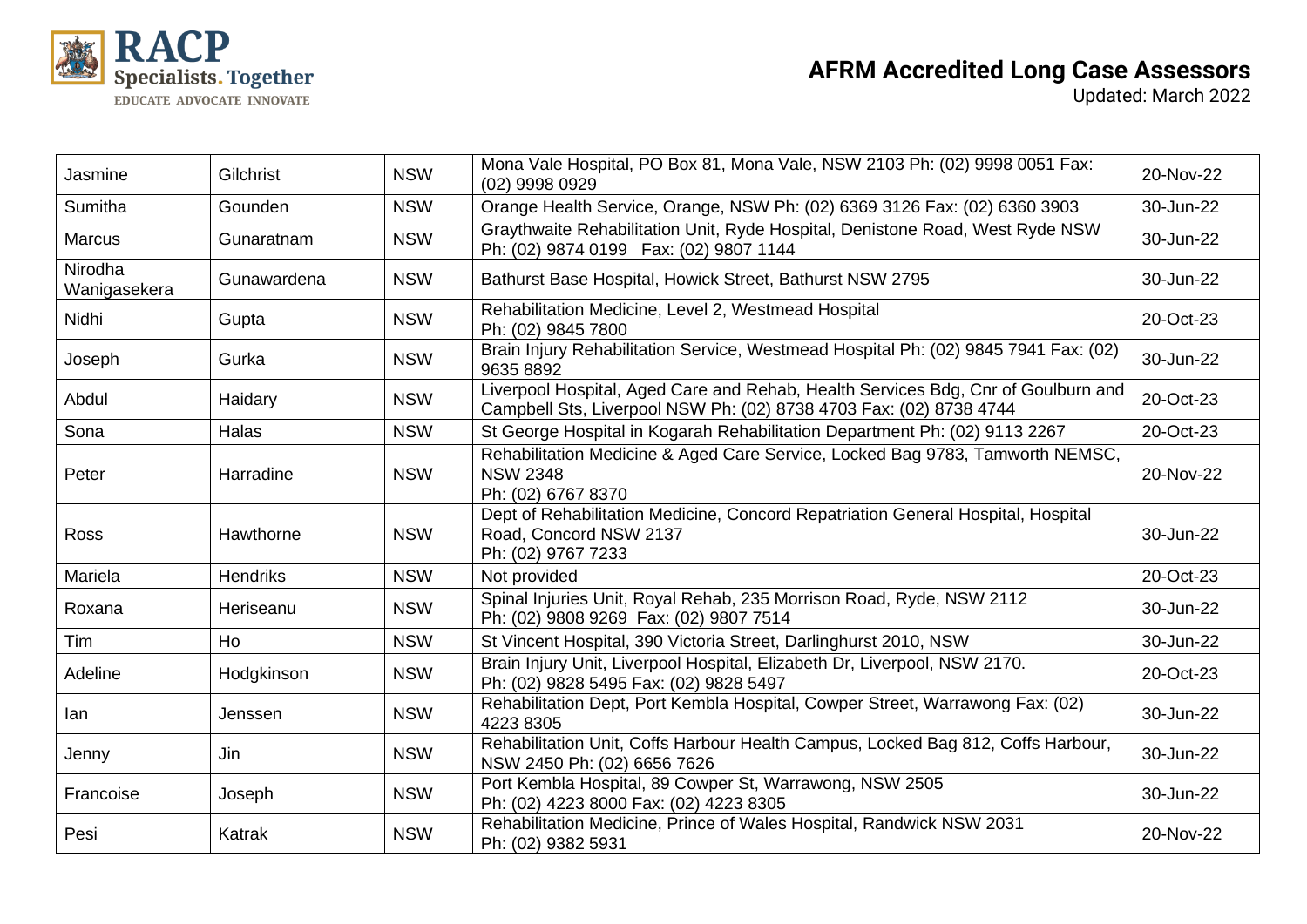| Jasmine | Gilchrist | NSW | Mona Vale Hospital, PO Box 81, Mona Vale, NSW 2103 Ph: (02) 9998 0051 Fax: (02) 9998 0929 | 20-Nov-22 |
|---|---|---|---|---|
| Sumitha | Gounden | NSW | Orange Health Service, Orange, NSW Ph: (02) 6369 3126 Fax: (02) 6360 3903 | 30-Jun-22 |
| Marcus | Gunaratnam | NSW | Graythwaite Rehabilitation Unit, Ryde Hospital, Denistone Road, West Ryde NSW Ph: (02) 9874 0199 Fax: (02) 9807 1144 | 30-Jun-22 |
| Nirodha Wanigasekera | Gunawardena | NSW | Bathurst Base Hospital, Howick Street, Bathurst NSW 2795 | 30-Jun-22 |
| Nidhi | Gupta | NSW | Rehabilitation Medicine, Level 2, Westmead Hospital Ph: (02) 9845 7800 | 20-Oct-23 |
| Joseph | Gurka | NSW | Brain Injury Rehabilitation Service, Westmead Hospital Ph: (02) 9845 7941 Fax: (02) 9635 8892 | 30-Jun-22 |
| Abdul | Haidary | NSW | Liverpool Hospital, Aged Care and Rehab, Health Services Bdg, Cnr of Goulburn and Campbell Sts, Liverpool NSW Ph: (02) 8738 4703 Fax: (02) 8738 4744 | 20-Oct-23 |
| Sona | Halas | NSW | St George Hospital in Kogarah Rehabilitation Department Ph: (02) 9113 2267 | 20-Oct-23 |
| Peter | Harradine | NSW | Rehabilitation Medicine & Aged Care Service, Locked Bag 9783, Tamworth NEMSC, NSW 2348 Ph: (02) 6767 8370 | 20-Nov-22 |
| Ross | Hawthorne | NSW | Dept of Rehabilitation Medicine, Concord Repatriation General Hospital, Hospital Road, Concord NSW 2137 Ph: (02) 9767 7233 | 30-Jun-22 |
| Mariela | Hendriks | NSW | Not provided | 20-Oct-23 |
| Roxana | Heriseanu | NSW | Spinal Injuries Unit, Royal Rehab, 235 Morrison Road, Ryde, NSW 2112 Ph: (02) 9808 9269 Fax: (02) 9807 7514 | 30-Jun-22 |
| Tim | Ho | NSW | St Vincent Hospital, 390 Victoria Street, Darlinghurst 2010, NSW | 30-Jun-22 |
| Adeline | Hodgkinson | NSW | Brain Injury Unit, Liverpool Hospital, Elizabeth Dr, Liverpool, NSW 2170. Ph: (02) 9828 5495 Fax: (02) 9828 5497 | 20-Oct-23 |
| Ian | Jenssen | NSW | Rehabilitation Dept, Port Kembla Hospital, Cowper Street, Warrawong Fax: (02) 4223 8305 | 30-Jun-22 |
| Jenny | Jin | NSW | Rehabilitation Unit, Coffs Harbour Health Campus, Locked Bag 812, Coffs Harbour, NSW 2450 Ph: (02) 6656 7626 | 30-Jun-22 |
| Francoise | Joseph | NSW | Port Kembla Hospital, 89 Cowper St, Warrawong, NSW 2505 Ph: (02) 4223 8000 Fax: (02) 4223 8305 | 30-Jun-22 |
| Pesi | Katrak | NSW | Rehabilitation Medicine, Prince of Wales Hospital, Randwick NSW 2031 Ph: (02) 9382 5931 | 20-Nov-22 |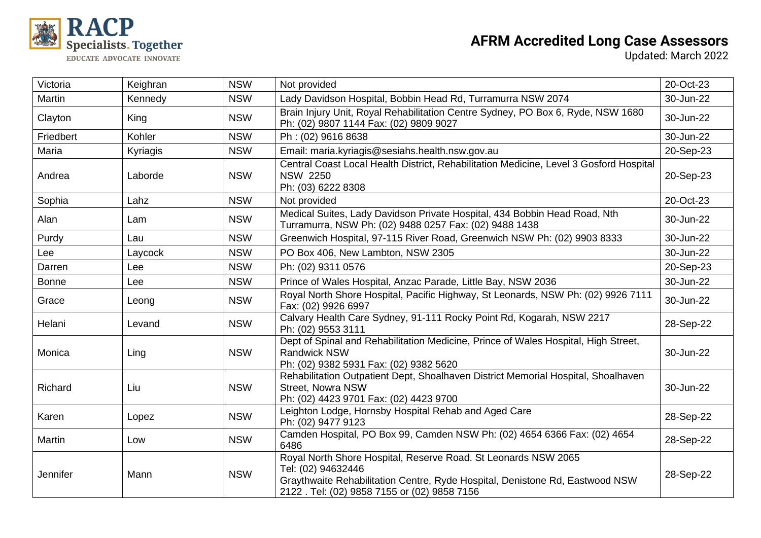# AFRM Accredited Long Case Assessors

Updated: March 2022

| | | | | |
|---|---|---|---|---|
| Victoria | Keighran | NSW | Not provided | 20-Oct-23 |
| Martin | Kennedy | NSW | Lady Davidson Hospital, Bobbin Head Rd, Turramurra NSW 2074 | 30-Jun-22 |
| Clayton | King | NSW | Brain Injury Unit, Royal Rehabilitation Centre Sydney, PO Box 6, Ryde, NSW 1680 Ph: (02) 9807 1144 Fax: (02) 9809 9027 | 30-Jun-22 |
| Friedbert | Kohler | NSW | Ph : (02) 9616 8638 | 30-Jun-22 |
| Maria | Kyriagis | NSW | Email: maria.kyriagis@sesiahs.health.nsw.gov.au | 20-Sep-23 |
| Andrea | Laborde | NSW | Central Coast Local Health District, Rehabilitation Medicine, Level 3 Gosford Hospital NSW 2250<br>Ph: (03) 6222 8308 | 20-Sep-23 |
| Sophia | Lahz | NSW | Not provided | 20-Oct-23 |
| Alan | Lam | NSW | Medical Suites, Lady Davidson Private Hospital, 434 Bobbin Head Road, Nth Turramurra, NSW Ph: (02) 9488 0257 Fax: (02) 9488 1438 | 30-Jun-22 |
| Purdy | Lau | NSW | Greenwich Hospital, 97-115 River Road, Greenwich NSW Ph: (02) 9903 8333 | 30-Jun-22 |
| Lee | Laycock | NSW | PO Box 406, New Lambton, NSW 2305 | 30-Jun-22 |
| Darren | Lee | NSW | Ph: (02) 9311 0576 | 20-Sep-23 |
| Bonne | Lee | NSW | Prince of Wales Hospital, Anzac Parade, Little Bay, NSW 2036 | 30-Jun-22 |
| Grace | Leong | NSW | Royal North Shore Hospital, Pacific Highway, St Leonards, NSW Ph: (02) 9926 7111 Fax: (02) 9926 6997 | 30-Jun-22 |
| Helani | Levand | NSW | Calvary Health Care Sydney, 91-111 Rocky Point Rd, Kogarah, NSW 2217<br>Ph: (02) 9553 3111 | 28-Sep-22 |
| Monica | Ling | NSW | Dept of Spinal and Rehabilitation Medicine, Prince of Wales Hospital, High Street, Randwick NSW<br>Ph: (02) 9382 5931 Fax: (02) 9382 5620 | 30-Jun-22 |
| Richard | Liu | NSW | Rehabilitation Outpatient Dept, Shoalhaven District Memorial Hospital, Shoalhaven Street, Nowra NSW<br>Ph: (02) 4423 9701 Fax: (02) 4423 9700 | 30-Jun-22 |
| Karen | Lopez | NSW | Leighton Lodge, Hornsby Hospital Rehab and Aged Care<br>Ph: (02) 9477 9123 | 28-Sep-22 |
| Martin | Low | NSW | Camden Hospital, PO Box 99, Camden NSW Ph: (02) 4654 6366 Fax: (02) 4654 6486 | 28-Sep-22 |
| Jennifer | Mann | NSW | Royal North Shore Hospital, Reserve Road. St Leonards NSW 2065<br>Tel: (02) 94632446<br>Graythwaite Rehabilitation Centre, Ryde Hospital, Denistone Rd, Eastwood NSW 2122 . Tel: (02) 9858 7155 or (02) 9858 7156 | 28-Sep-22 |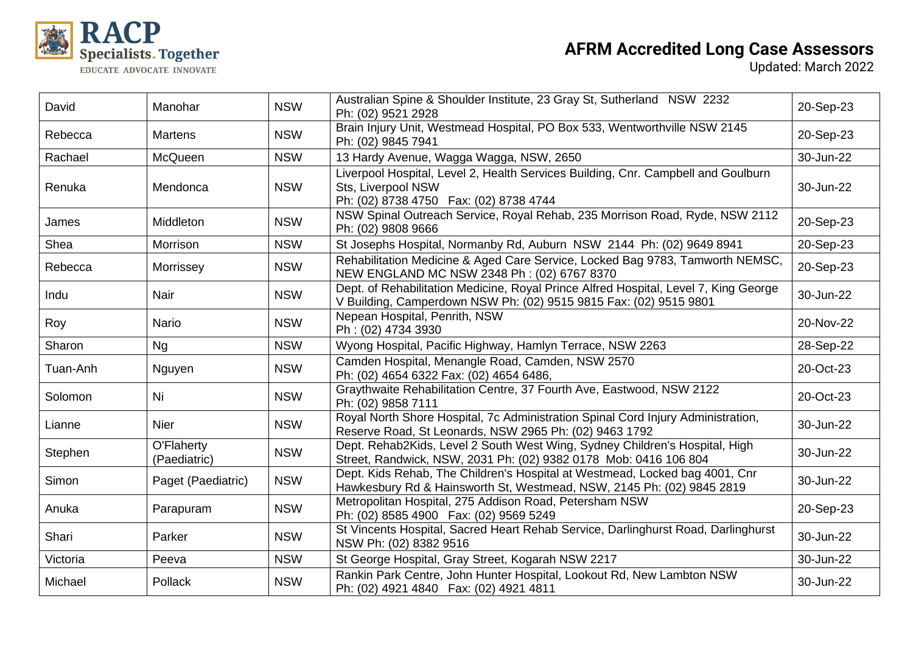# AFRM Accredited Long Case Assessors

Updated: March 2022

| David | Manohar | NSW | Australian Spine & Shoulder Institute, 23 Gray St, Sutherland NSW 2232 Ph: (02) 9521 2928 | 20-Sep-23 |
|---|---|---|---|---|
| Rebecca | Martens | NSW | Brain Injury Unit, Westmead Hospital, PO Box 533, Wentworthville NSW 2145 Ph: (02) 9845 7941 | 20-Sep-23 |
| Rachael | McQueen | NSW | 13 Hardy Avenue, Wagga Wagga, NSW, 2650 | 30-Jun-22 |
| Renuka | Mendonca | NSW | Liverpool Hospital, Level 2, Health Services Building, Cnr. Campbell and Goulburn Sts, Liverpool NSW Ph: (02) 8738 4750 Fax: (02) 8738 4744 | 30-Jun-22 |
| James | Middleton | NSW | NSW Spinal Outreach Service, Royal Rehab, 235 Morrison Road, Ryde, NSW 2112 Ph: (02) 9808 9666 | 20-Sep-23 |
| Shea | Morrison | NSW | St Josephs Hospital, Normanby Rd, Auburn NSW 2144 Ph: (02) 9649 8941 | 20-Sep-23 |
| Rebecca | Morrissey | NSW | Rehabilitation Medicine & Aged Care Service, Locked Bag 9783, Tamworth NEMSC, NEW ENGLAND MC NSW 2348 Ph : (02) 6767 8370 | 20-Sep-23 |
| Indu | Nair | NSW | Dept. of Rehabilitation Medicine, Royal Prince Alfred Hospital, Level 7, King George V Building, Camperdown NSW Ph: (02) 9515 9815 Fax: (02) 9515 9801 | 30-Jun-22 |
| Roy | Nario | NSW | Nepean Hospital, Penrith, NSW Ph : (02) 4734 3930 | 20-Nov-22 |
| Sharon | Ng | NSW | Wyong Hospital, Pacific Highway, Hamlyn Terrace, NSW 2263 | 28-Sep-22 |
| Tuan-Anh | Nguyen | NSW | Camden Hospital, Menangle Road, Camden, NSW 2570 Ph: (02) 4654 6322 Fax: (02) 4654 6486, | 20-Oct-23 |
| Solomon | Ni | NSW | Graythwaite Rehabilitation Centre, 37 Fourth Ave, Eastwood, NSW 2122 Ph: (02) 9858 7111 | 20-Oct-23 |
| Lianne | Nier | NSW | Royal North Shore Hospital, 7c Administration Spinal Cord Injury Administration, Reserve Road, St Leonards, NSW 2965 Ph: (02) 9463 1792 | 30-Jun-22 |
| Stephen | O'Flaherty (Paediatric) | NSW | Dept. Rehab2Kids, Level 2 South West Wing, Sydney Children's Hospital, High Street, Randwick, NSW, 2031 Ph: (02) 9382 0178 Mob: 0416 106 804 | 30-Jun-22 |
| Simon | Paget (Paediatric) | NSW | Dept. Kids Rehab, The Children's Hospital at Westmead, Locked bag 4001, Cnr Hawkesbury Rd & Hainsworth St, Westmead, NSW, 2145 Ph: (02) 9845 2819 | 30-Jun-22 |
| Anuka | Parapuram | NSW | Metropolitan Hospital, 275 Addison Road, Petersham NSW Ph: (02) 8585 4900 Fax: (02) 9569 5249 | 20-Sep-23 |
| Shari | Parker | NSW | St Vincents Hospital, Sacred Heart Rehab Service, Darlinghurst Road, Darlinghurst NSW Ph: (02) 8382 9516 | 30-Jun-22 |
| Victoria | Peeva | NSW | St George Hospital, Gray Street, Kogarah NSW 2217 | 30-Jun-22 |
| Michael | Pollack | NSW | Rankin Park Centre, John Hunter Hospital, Lookout Rd, New Lambton NSW Ph: (02) 4921 4840 Fax: (02) 4921 4811 | 30-Jun-22 |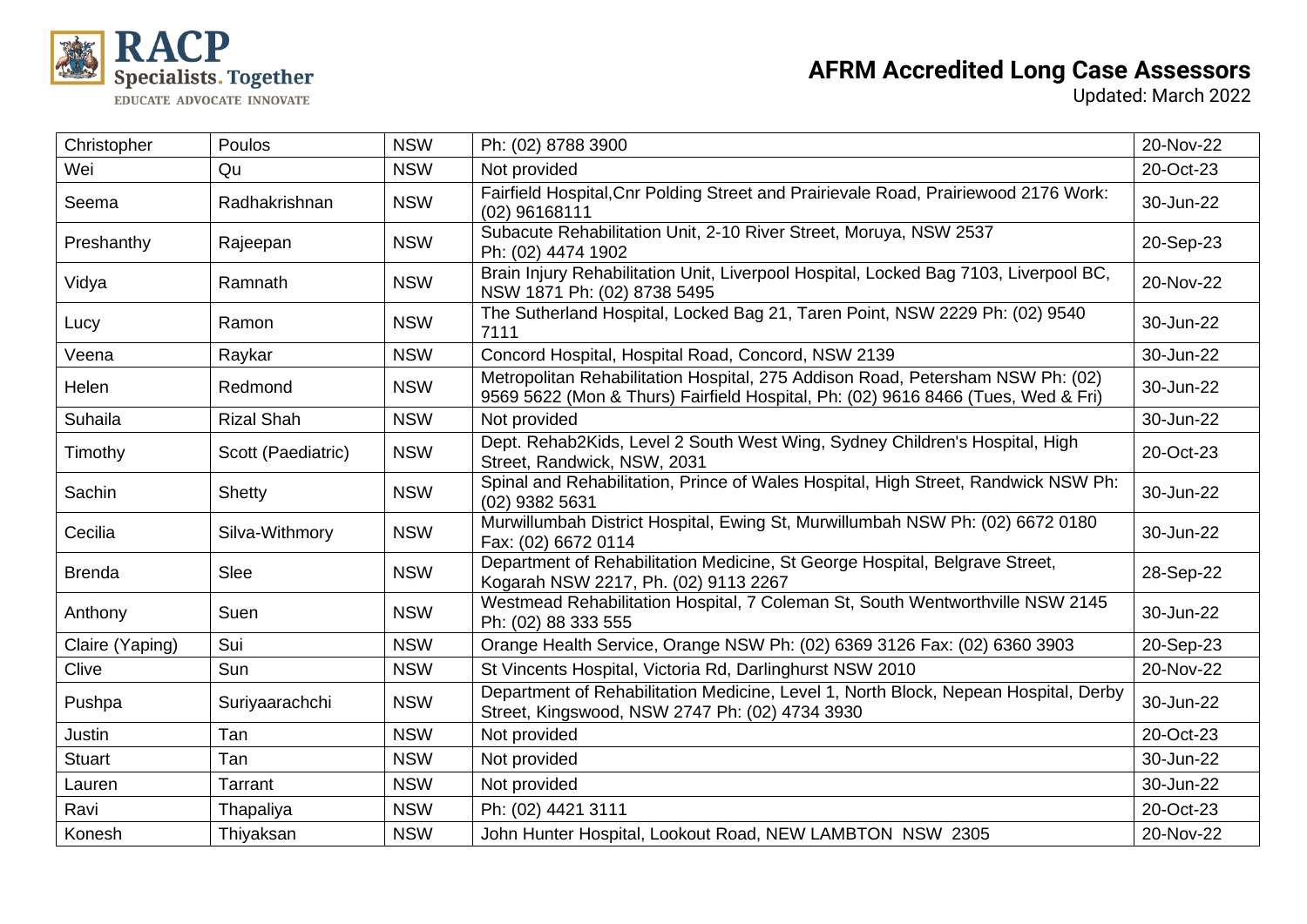# AFRM Accredited Long Case Assessors

Updated: March 2022

| Christopher | Poulos | NSW | Ph: (02) 8788 3900 | 20-Nov-22 |
|---|---|---|---|---|
| Wei | Qu | NSW | Not provided | 20-Oct-23 |
| Seema | Radhakrishnan | NSW | Fairfield Hospital,Cnr Polding Street and Prairievale Road, Prairiewood 2176 Work: (02) 96168111 | 30-Jun-22 |
| Preshanthy | Rajeepan | NSW | Subacute Rehabilitation Unit, 2-10 River Street, Moruya, NSW 2537 Ph: (02) 4474 1902 | 20-Sep-23 |
| Vidya | Ramnath | NSW | Brain Injury Rehabilitation Unit, Liverpool Hospital, Locked Bag 7103, Liverpool BC, NSW 1871 Ph: (02) 8738 5495 | 20-Nov-22 |
| Lucy | Ramon | NSW | The Sutherland Hospital, Locked Bag 21, Taren Point, NSW 2229 Ph: (02) 9540 7111 | 30-Jun-22 |
| Veena | Raykar | NSW | Concord Hospital, Hospital Road, Concord, NSW 2139 | 30-Jun-22 |
| Helen | Redmond | NSW | Metropolitan Rehabilitation Hospital, 275 Addison Road, Petersham NSW Ph: (02) 9569 5622 (Mon & Thurs) Fairfield Hospital, Ph: (02) 9616 8466 (Tues, Wed & Fri) | 30-Jun-22 |
| Suhaila | Rizal Shah | NSW | Not provided | 30-Jun-22 |
| Timothy | Scott (Paediatric) | NSW | Dept. Rehab2Kids, Level 2 South West Wing, Sydney Children's Hospital, High Street, Randwick, NSW, 2031 | 20-Oct-23 |
| Sachin | Shetty | NSW | Spinal and Rehabilitation, Prince of Wales Hospital, High Street, Randwick NSW Ph: (02) 9382 5631 | 30-Jun-22 |
| Cecilia | Silva-Withmory | NSW | Murwillumbah District Hospital, Ewing St, Murwillumbah NSW Ph: (02) 6672 0180 Fax: (02) 6672 0114 | 30-Jun-22 |
| Brenda | Slee | NSW | Department of Rehabilitation Medicine, St George Hospital, Belgrave Street, Kogarah NSW 2217, Ph. (02) 9113 2267 | 28-Sep-22 |
| Anthony | Suen | NSW | Westmead Rehabilitation Hospital, 7 Coleman St, South Wentworthville NSW 2145 Ph: (02) 88 333 555 | 30-Jun-22 |
| Claire (Yaping) | Sui | NSW | Orange Health Service, Orange NSW Ph: (02) 6369 3126 Fax: (02) 6360 3903 | 20-Sep-23 |
| Clive | Sun | NSW | St Vincents Hospital, Victoria Rd, Darlinghurst NSW 2010 | 20-Nov-22 |
| Pushpa | Suriyaarachchi | NSW | Department of Rehabilitation Medicine, Level 1, North Block, Nepean Hospital, Derby Street, Kingswood, NSW 2747 Ph: (02) 4734 3930 | 30-Jun-22 |
| Justin | Tan | NSW | Not provided | 20-Oct-23 |
| Stuart | Tan | NSW | Not provided | 30-Jun-22 |
| Lauren | Tarrant | NSW | Not provided | 30-Jun-22 |
| Ravi | Thapaliya | NSW | Ph: (02) 4421 3111 | 20-Oct-23 |
| Konesh | Thiyaksan | NSW | John Hunter Hospital, Lookout Road, NEW LAMBTON NSW 2305 | 20-Nov-22 |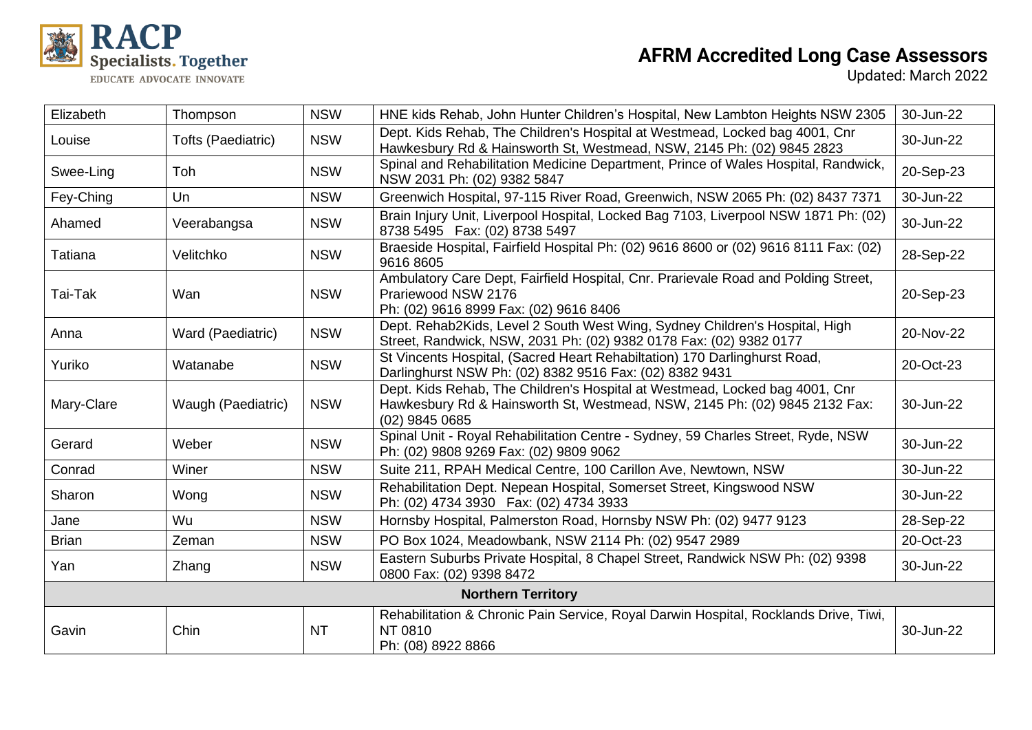| | | | | |
|---|---|---|---|---|
| Elizabeth | Thompson | NSW | HNE kids Rehab, John Hunter Children's Hospital, New Lambton Heights NSW 2305 | 30-Jun-22 |
| Louise | Tofts (Paediatric) | NSW | Dept. Kids Rehab, The Children's Hospital at Westmead, Locked bag 4001, Cnr Hawkesbury Rd & Hainsworth St, Westmead, NSW, 2145 Ph: (02) 9845 2823 | 30-Jun-22 |
| Swee-Ling | Toh | NSW | Spinal and Rehabilitation Medicine Department, Prince of Wales Hospital, Randwick, NSW 2031 Ph: (02) 9382 5847 | 20-Sep-23 |
| Fey-Ching | Un | NSW | Greenwich Hospital, 97-115 River Road, Greenwich, NSW 2065 Ph: (02) 8437 7371 | 30-Jun-22 |
| Ahamed | Veerabangsa | NSW | Brain Injury Unit, Liverpool Hospital, Locked Bag 7103, Liverpool NSW 1871 Ph: (02) 8738 5495 Fax: (02) 8738 5497 | 30-Jun-22 |
| Tatiana | Velitchko | NSW | Braeside Hospital, Fairfield Hospital Ph: (02) 9616 8600 or (02) 9616 8111 Fax: (02) 9616 8605 | 28-Sep-22 |
| Tai-Tak | Wan | NSW | Ambulatory Care Dept, Fairfield Hospital, Cnr. Prarievale Road and Polding Street, Prariewood NSW 2176 Ph: (02) 9616 8999 Fax: (02) 9616 8406 | 20-Sep-23 |
| Anna | Ward (Paediatric) | NSW | Dept. Rehab2Kids, Level 2 South West Wing, Sydney Children's Hospital, High Street, Randwick, NSW, 2031 Ph: (02) 9382 0178 Fax: (02) 9382 0177 | 20-Nov-22 |
| Yuriko | Watanabe | NSW | St Vincents Hospital, (Sacred Heart Rehabiltation) 170 Darlinghurst Road, Darlinghurst NSW Ph: (02) 8382 9516 Fax: (02) 8382 9431 | 20-Oct-23 |
| Mary-Clare | Waugh (Paediatric) | NSW | Dept. Kids Rehab, The Children's Hospital at Westmead, Locked bag 4001, Cnr Hawkesbury Rd & Hainsworth St, Westmead, NSW, 2145 Ph: (02) 9845 2132 Fax: (02) 9845 0685 | 30-Jun-22 |
| Gerard | Weber | NSW | Spinal Unit - Royal Rehabilitation Centre - Sydney, 59 Charles Street, Ryde, NSW Ph: (02) 9808 9269 Fax: (02) 9809 9062 | 30-Jun-22 |
| Conrad | Winer | NSW | Suite 211, RPAH Medical Centre, 100 Carillon Ave, Newtown, NSW | 30-Jun-22 |
| Sharon | Wong | NSW | Rehabilitation Dept. Nepean Hospital, Somerset Street, Kingswood NSW Ph: (02) 4734 3930 Fax: (02) 4734 3933 | 30-Jun-22 |
| Jane | Wu | NSW | Hornsby Hospital, Palmerston Road, Hornsby NSW Ph: (02) 9477 9123 | 28-Sep-22 |
| Brian | Zeman | NSW | PO Box 1024, Meadowbank, NSW 2114 Ph: (02) 9547 2989 | 20-Oct-23 |
| Yan | Zhang | NSW | Eastern Suburbs Private Hospital, 8 Chapel Street, Randwick NSW Ph: (02) 9398 0800 Fax: (02) 9398 8472 | 30-Jun-22 |
| **Northern Territory** | | | | |
| Gavin | Chin | NT | Rehabilitation & Chronic Pain Service, Royal Darwin Hospital, Rocklands Drive, Tiwi, NT 0810 Ph: (08) 8922 8866 | 30-Jun-22 |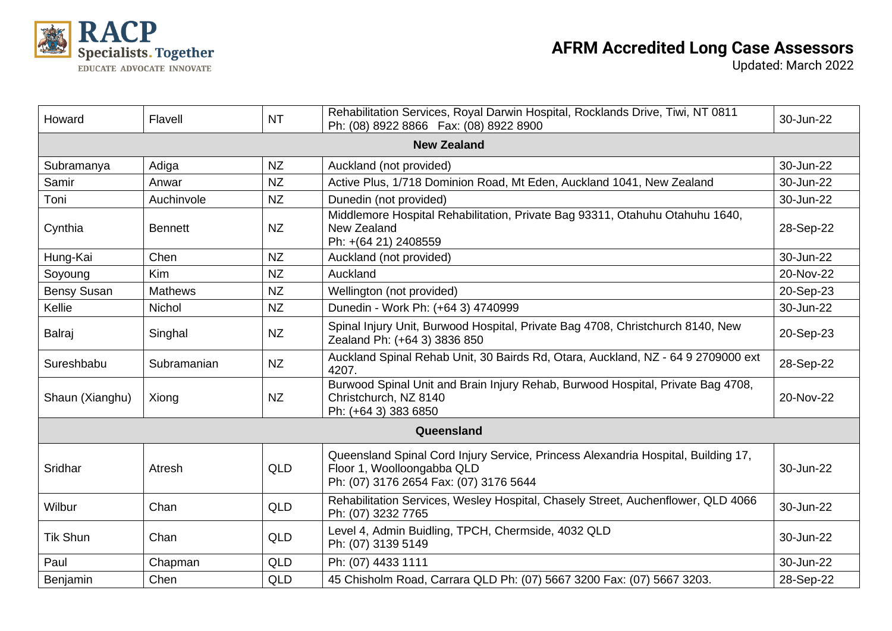# AFRM Accredited Long Case Assessors

Updated: March 2022

| | | | | |
|---|---|---|---|---|
| Howard | Flavell | NT | Rehabilitation Services, Royal Darwin Hospital, Rocklands Drive, Tiwi, NT 0811<br>Ph: (08) 8922 8866 Fax: (08) 8922 8900 | 30-Jun-22 |
| **New Zealand** | | | | |
| Subramanya | Adiga | NZ | Auckland (not provided) | 30-Jun-22 |
| Samir | Anwar | NZ | Active Plus, 1/718 Dominion Road, Mt Eden, Auckland 1041, New Zealand | 30-Jun-22 |
| Toni | Auchinvole | NZ | Dunedin (not provided) | 30-Jun-22 |
| Cynthia | Bennett | NZ | Middlemore Hospital Rehabilitation, Private Bag 93311, Otahuhu Otahuhu 1640, New Zealand<br>Ph: +(64 21) 2408559 | 28-Sep-22 |
| Hung-Kai | Chen | NZ | Auckland (not provided) | 30-Jun-22 |
| Soyoung | Kim | NZ | Auckland | 20-Nov-22 |
| Bensy Susan | Mathews | NZ | Wellington (not provided) | 20-Sep-23 |
| Kellie | Nichol | NZ | Dunedin - Work Ph: (+64 3) 4740999 | 30-Jun-22 |
| Balraj | Singhal | NZ | Spinal Injury Unit, Burwood Hospital, Private Bag 4708, Christchurch 8140, New Zealand Ph: (+64 3) 3836 850 | 20-Sep-23 |
| Sureshbabu | Subramanian | NZ | Auckland Spinal Rehab Unit, 30 Bairds Rd, Otara, Auckland, NZ - 64 9 2709000 ext 4207. | 28-Sep-22 |
| Shaun (Xianghu) | Xiong | NZ | Burwood Spinal Unit and Brain Injury Rehab, Burwood Hospital, Private Bag 4708, Christchurch, NZ 8140<br>Ph: (+64 3) 383 6850 | 20-Nov-22 |
| **Queensland** | | | | |
| Sridhar | Atresh | QLD | Queensland Spinal Cord Injury Service, Princess Alexandria Hospital, Building 17, Floor 1, Woolloongabba QLD<br>Ph: (07) 3176 2654 Fax: (07) 3176 5644 | 30-Jun-22 |
| Wilbur | Chan | QLD | Rehabilitation Services, Wesley Hospital, Chasely Street, Auchenflower, QLD 4066<br>Ph: (07) 3232 7765 | 30-Jun-22 |
| Tik Shun | Chan | QLD | Level 4, Admin Buidling, TPCH, Chermside, 4032 QLD<br>Ph: (07) 3139 5149 | 30-Jun-22 |
| Paul | Chapman | QLD | Ph: (07) 4433 1111 | 30-Jun-22 |
| Benjamin | Chen | QLD | 45 Chisholm Road, Carrara QLD Ph: (07) 5667 3200 Fax: (07) 5667 3203. | 28-Sep-22 |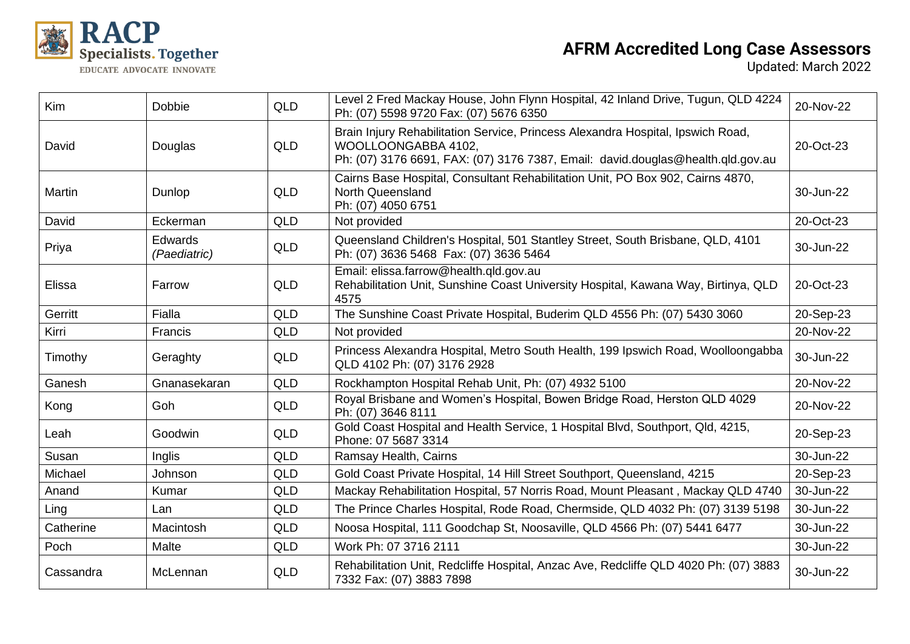# AFRM Accredited Long Case Assessors

Updated: March 2022

| | | | | |
|---|---|---|---|---|
| Kim | Dobbie | QLD | Level 2 Fred Mackay House, John Flynn Hospital, 42 Inland Drive, Tugun, QLD 4224 Ph: (07) 5598 9720 Fax: (07) 5676 6350 | 20-Nov-22 |
| David | Douglas | QLD | Brain Injury Rehabilitation Service, Princess Alexandra Hospital, Ipswich Road, WOOLLOONGABBA 4102, Ph: (07) 3176 6691, FAX: (07) 3176 7387, Email: david.douglas@health.qld.gov.au | 20-Oct-23 |
| Martin | Dunlop | QLD | Cairns Base Hospital, Consultant Rehabilitation Unit, PO Box 902, Cairns 4870, North Queensland Ph: (07) 4050 6751 | 30-Jun-22 |
| David | Eckerman | QLD | Not provided | 20-Oct-23 |
| Priya | Edwards *(Paediatric)* | QLD | Queensland Children's Hospital, 501 Stantley Street, South Brisbane, QLD, 4101 Ph: (07) 3636 5468 Fax: (07) 3636 5464 | 30-Jun-22 |
| Elissa | Farrow | QLD | Email: elissa.farrow@health.qld.gov.au Rehabilitation Unit, Sunshine Coast University Hospital, Kawana Way, Birtinya, QLD 4575 | 20-Oct-23 |
| Gerritt | Fialla | QLD | The Sunshine Coast Private Hospital, Buderim QLD 4556 Ph: (07) 5430 3060 | 20-Sep-23 |
| Kirri | Francis | QLD | Not provided | 20-Nov-22 |
| Timothy | Geraghty | QLD | Princess Alexandra Hospital, Metro South Health, 199 Ipswich Road, Woolloongabba QLD 4102 Ph: (07) 3176 2928 | 30-Jun-22 |
| Ganesh | Gnanasekaran | QLD | Rockhampton Hospital Rehab Unit, Ph: (07) 4932 5100 | 20-Nov-22 |
| Kong | Goh | QLD | Royal Brisbane and Women's Hospital, Bowen Bridge Road, Herston QLD 4029 Ph: (07) 3646 8111 | 20-Nov-22 |
| Leah | Goodwin | QLD | Gold Coast Hospital and Health Service, 1 Hospital Blvd, Southport, Qld, 4215, Phone: 07 5687 3314 | 20-Sep-23 |
| Susan | Inglis | QLD | Ramsay Health, Cairns | 30-Jun-22 |
| Michael | Johnson | QLD | Gold Coast Private Hospital, 14 Hill Street Southport, Queensland, 4215 | 20-Sep-23 |
| Anand | Kumar | QLD | Mackay Rehabilitation Hospital, 57 Norris Road, Mount Pleasant , Mackay QLD 4740 | 30-Jun-22 |
| Ling | Lan | QLD | The Prince Charles Hospital, Rode Road, Chermside, QLD 4032 Ph: (07) 3139 5198 | 30-Jun-22 |
| Catherine | Macintosh | QLD | Noosa Hospital, 111 Goodchap St, Noosaville, QLD 4566 Ph: (07) 5441 6477 | 30-Jun-22 |
| Poch | Malte | QLD | Work Ph: 07 3716 2111 | 30-Jun-22 |
| Cassandra | McLennan | QLD | Rehabilitation Unit, Redcliffe Hospital, Anzac Ave, Redcliffe QLD 4020 Ph: (07) 3883 7332 Fax: (07) 3883 7898 | 30-Jun-22 |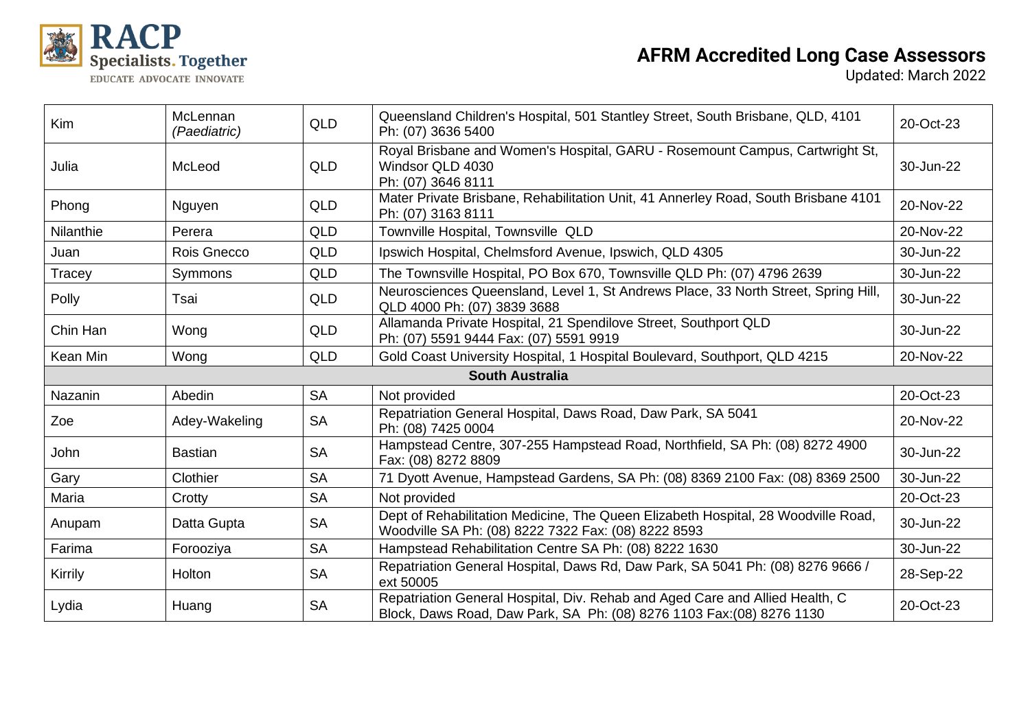| | | | | |
|---|---|---|---|---|
| Kim | McLennan *(Paediatric)* | QLD | Queensland Children's Hospital, 501 Stantley Street, South Brisbane, QLD, 4101 Ph: (07) 3636 5400 | 20-Oct-23 |
| Julia | McLeod | QLD | Royal Brisbane and Women's Hospital, GARU - Rosemount Campus, Cartwright St, Windsor QLD 4030 Ph: (07) 3646 8111 | 30-Jun-22 |
| Phong | Nguyen | QLD | Mater Private Brisbane, Rehabilitation Unit, 41 Annerley Road, South Brisbane 4101 Ph: (07) 3163 8111 | 20-Nov-22 |
| Nilanthie | Perera | QLD | Townville Hospital, Townsville QLD | 20-Nov-22 |
| Juan | Rois Gnecco | QLD | Ipswich Hospital, Chelmsford Avenue, Ipswich, QLD 4305 | 30-Jun-22 |
| Tracey | Symmons | QLD | The Townsville Hospital, PO Box 670, Townsville QLD Ph: (07) 4796 2639 | 30-Jun-22 |
| Polly | Tsai | QLD | Neurosciences Queensland, Level 1, St Andrews Place, 33 North Street, Spring Hill, QLD 4000 Ph: (07) 3839 3688 | 30-Jun-22 |
| Chin Han | Wong | QLD | Allamanda Private Hospital, 21 Spendilove Street, Southport QLD Ph: (07) 5591 9444 Fax: (07) 5591 9919 | 30-Jun-22 |
| Kean Min | Wong | QLD | Gold Coast University Hospital, 1 Hospital Boulevard, Southport, QLD 4215 | 20-Nov-22 |
| **South Australia** | | | | |
| Nazanin | Abedin | SA | Not provided | 20-Oct-23 |
| Zoe | Adey-Wakeling | SA | Repatriation General Hospital, Daws Road, Daw Park, SA 5041 Ph: (08) 7425 0004 | 20-Nov-22 |
| John | Bastian | SA | Hampstead Centre, 307-255 Hampstead Road, Northfield, SA Ph: (08) 8272 4900 Fax: (08) 8272 8809 | 30-Jun-22 |
| Gary | Clothier | SA | 71 Dyott Avenue, Hampstead Gardens, SA Ph: (08) 8369 2100 Fax: (08) 8369 2500 | 30-Jun-22 |
| Maria | Crotty | SA | Not provided | 20-Oct-23 |
| Anupam | Datta Gupta | SA | Dept of Rehabilitation Medicine, The Queen Elizabeth Hospital, 28 Woodville Road, Woodville SA Ph: (08) 8222 7322 Fax: (08) 8222 8593 | 30-Jun-22 |
| Farima | Forooziya | SA | Hampstead Rehabilitation Centre SA Ph: (08) 8222 1630 | 30-Jun-22 |
| Kirrily | Holton | SA | Repatriation General Hospital, Daws Rd, Daw Park, SA 5041 Ph: (08) 8276 9666 / ext 50005 | 28-Sep-22 |
| Lydia | Huang | SA | Repatriation General Hospital, Div. Rehab and Aged Care and Allied Health, C Block, Daws Road, Daw Park, SA Ph: (08) 8276 1103 Fax:(08) 8276 1130 | 20-Oct-23 |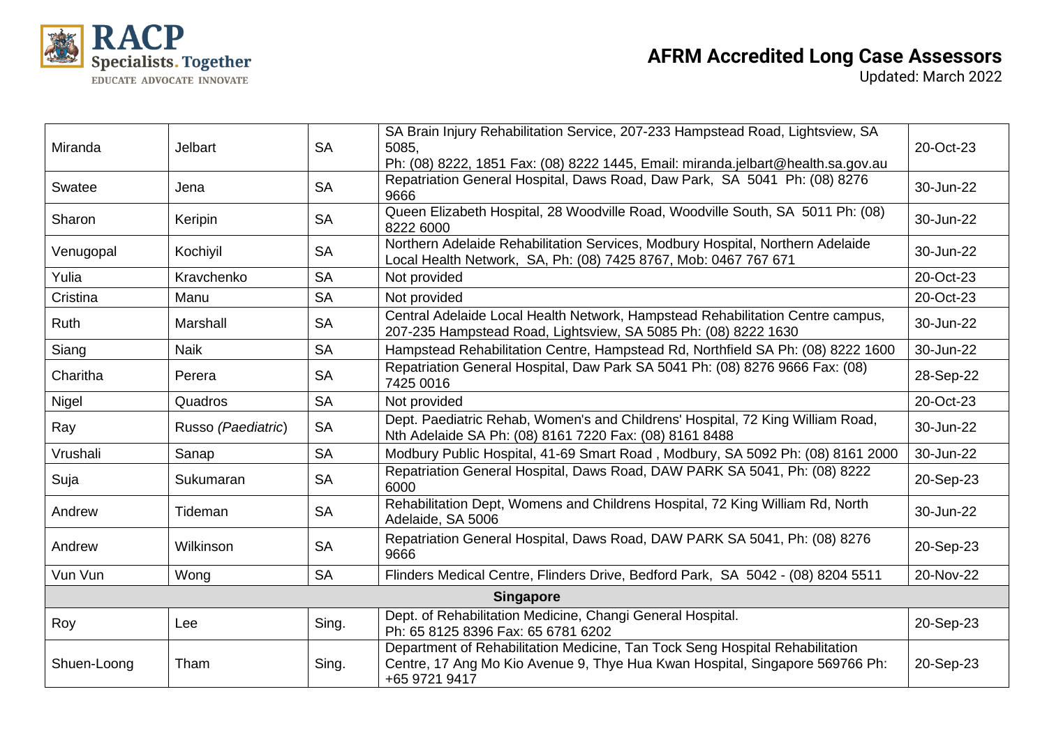| Miranda | Jelbart | SA | SA Brain Injury Rehabilitation Service, 207-233 Hampstead Road, Lightsview, SA 5085, Ph: (08) 8222, 1851 Fax: (08) 8222 1445, Email: miranda.jelbart@health.sa.gov.au | 20-Oct-23 |
|---|---|---|---|---|
| Swatee | Jena | SA | Repatriation General Hospital, Daws Road, Daw Park, SA 5041 Ph: (08) 8276 9666 | 30-Jun-22 |
| Sharon | Keripin | SA | Queen Elizabeth Hospital, 28 Woodville Road, Woodville South, SA 5011 Ph: (08) 8222 6000 | 30-Jun-22 |
| Venugopal | Kochiyil | SA | Northern Adelaide Rehabilitation Services, Modbury Hospital, Northern Adelaide Local Health Network, SA, Ph: (08) 7425 8767, Mob: 0467 767 671 | 30-Jun-22 |
| Yulia | Kravchenko | SA | Not provided | 20-Oct-23 |
| Cristina | Manu | SA | Not provided | 20-Oct-23 |
| Ruth | Marshall | SA | Central Adelaide Local Health Network, Hampstead Rehabilitation Centre campus, 207-235 Hampstead Road, Lightsview, SA 5085 Ph: (08) 8222 1630 | 30-Jun-22 |
| Siang | Naik | SA | Hampstead Rehabilitation Centre, Hampstead Rd, Northfield SA Ph: (08) 8222 1600 | 30-Jun-22 |
| Charitha | Perera | SA | Repatriation General Hospital, Daw Park SA 5041 Ph: (08) 8276 9666 Fax: (08) 7425 0016 | 28-Sep-22 |
| Nigel | Quadros | SA | Not provided | 20-Oct-23 |
| Ray | Russo *(Paediatric)* | SA | Dept. Paediatric Rehab, Women's and Childrens' Hospital, 72 King William Road, Nth Adelaide SA Ph: (08) 8161 7220 Fax: (08) 8161 8488 | 30-Jun-22 |
| Vrushali | Sanap | SA | Modbury Public Hospital, 41-69 Smart Road , Modbury, SA 5092 Ph: (08) 8161 2000 | 30-Jun-22 |
| Suja | Sukumaran | SA | Repatriation General Hospital, Daws Road, DAW PARK SA 5041, Ph: (08) 8222 6000 | 20-Sep-23 |
| Andrew | Tideman | SA | Rehabilitation Dept, Womens and Childrens Hospital, 72 King William Rd, North Adelaide, SA 5006 | 30-Jun-22 |
| Andrew | Wilkinson | SA | Repatriation General Hospital, Daws Road, DAW PARK SA 5041, Ph: (08) 8276 9666 | 20-Sep-23 |
| Vun Vun | Wong | SA | Flinders Medical Centre, Flinders Drive, Bedford Park, SA 5042 - (08) 8204 5511 | 20-Nov-22 |
| **Singapore** | | | | |
| Roy | Lee | Sing. | Dept. of Rehabilitation Medicine, Changi General Hospital. Ph: 65 8125 8396 Fax: 65 6781 6202 | 20-Sep-23 |
| Shuen-Loong | Tham | Sing. | Department of Rehabilitation Medicine, Tan Tock Seng Hospital Rehabilitation Centre, 17 Ang Mo Kio Avenue 9, Thye Hua Kwan Hospital, Singapore 569766 Ph: +65 9721 9417 | 20-Sep-23 |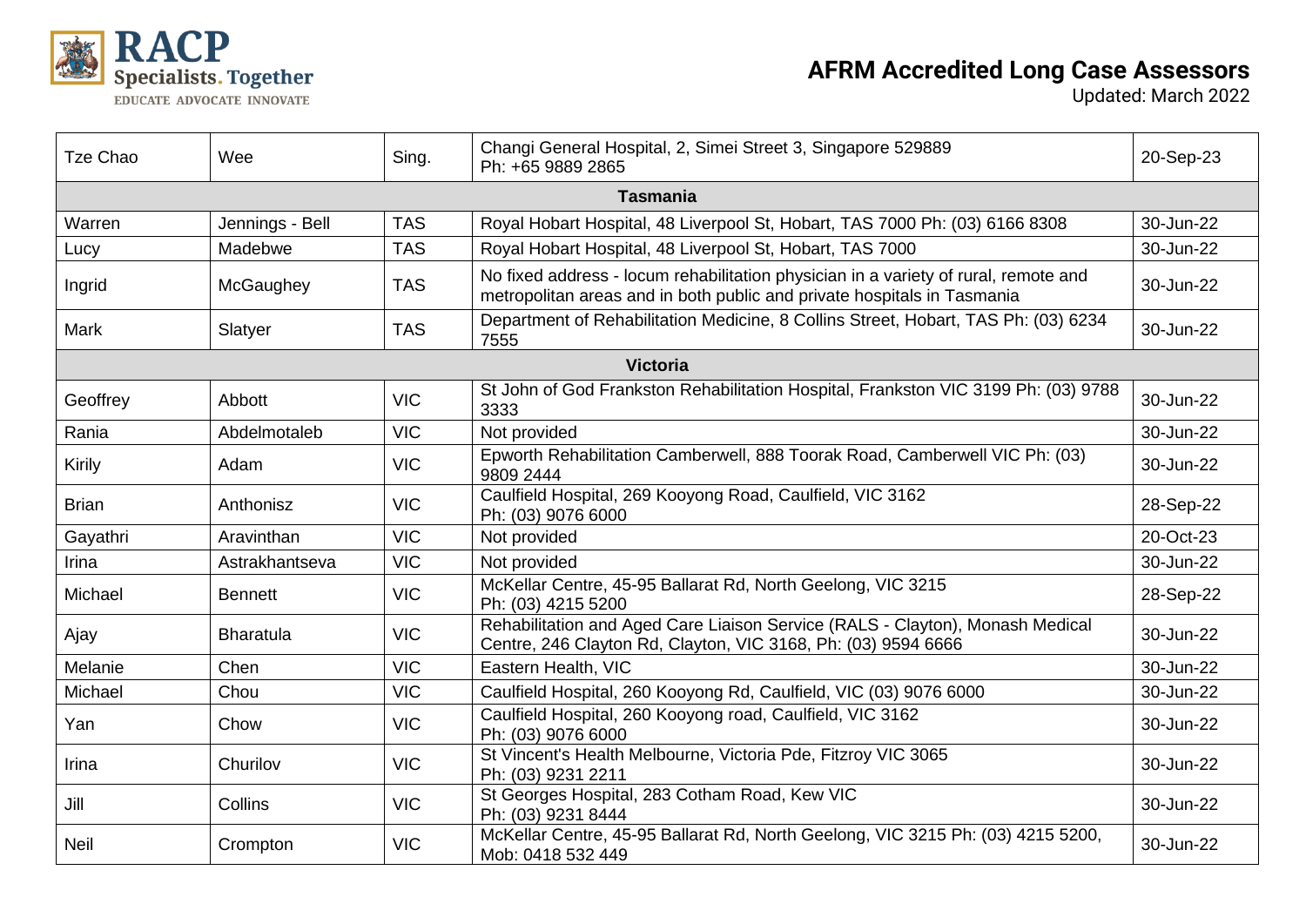# AFRM Accredited Long Case Assessors

Updated: March 2022

| | | | | |
|---|---|---|---|---|
| Tze Chao | Wee | Sing. | Changi General Hospital, 2, Simei Street 3, Singapore 529889 Ph: +65 9889 2865 | 20-Sep-23 |
| **Tasmania** | | | | |
| Warren | Jennings - Bell | TAS | Royal Hobart Hospital, 48 Liverpool St, Hobart, TAS 7000 Ph: (03) 6166 8308 | 30-Jun-22 |
| Lucy | Madebwe | TAS | Royal Hobart Hospital, 48 Liverpool St, Hobart, TAS 7000 | 30-Jun-22 |
| Ingrid | McGaughey | TAS | No fixed address - locum rehabilitation physician in a variety of rural, remote and metropolitan areas and in both public and private hospitals in Tasmania | 30-Jun-22 |
| Mark | Slatyer | TAS | Department of Rehabilitation Medicine, 8 Collins Street, Hobart, TAS Ph: (03) 6234 7555 | 30-Jun-22 |
| **Victoria** | | | | |
| Geoffrey | Abbott | VIC | St John of God Frankston Rehabilitation Hospital, Frankston VIC 3199 Ph: (03) 9788 3333 | 30-Jun-22 |
| Rania | Abdelmotaleb | VIC | Not provided | 30-Jun-22 |
| Kirily | Adam | VIC | Epworth Rehabilitation Camberwell, 888 Toorak Road, Camberwell VIC Ph: (03) 9809 2444 | 30-Jun-22 |
| Brian | Anthonisz | VIC | Caulfield Hospital, 269 Kooyong Road, Caulfield, VIC 3162 Ph: (03) 9076 6000 | 28-Sep-22 |
| Gayathri | Aravinthan | VIC | Not provided | 20-Oct-23 |
| Irina | Astrakhantseva | VIC | Not provided | 30-Jun-22 |
| Michael | Bennett | VIC | McKellar Centre, 45-95 Ballarat Rd, North Geelong, VIC 3215 Ph: (03) 4215 5200 | 28-Sep-22 |
| Ajay | Bharatula | VIC | Rehabilitation and Aged Care Liaison Service (RALS - Clayton), Monash Medical Centre, 246 Clayton Rd, Clayton, VIC 3168, Ph: (03) 9594 6666 | 30-Jun-22 |
| Melanie | Chen | VIC | Eastern Health, VIC | 30-Jun-22 |
| Michael | Chou | VIC | Caulfield Hospital, 260 Kooyong Rd, Caulfield, VIC (03) 9076 6000 | 30-Jun-22 |
| Yan | Chow | VIC | Caulfield Hospital, 260 Kooyong road, Caulfield, VIC 3162 Ph: (03) 9076 6000 | 30-Jun-22 |
| Irina | Churilov | VIC | St Vincent's Health Melbourne, Victoria Pde, Fitzroy VIC 3065 Ph: (03) 9231 2211 | 30-Jun-22 |
| Jill | Collins | VIC | St Georges Hospital, 283 Cotham Road, Kew VIC Ph: (03) 9231 8444 | 30-Jun-22 |
| Neil | Crompton | VIC | McKellar Centre, 45-95 Ballarat Rd, North Geelong, VIC 3215 Ph: (03) 4215 5200, Mob: 0418 532 449 | 30-Jun-22 |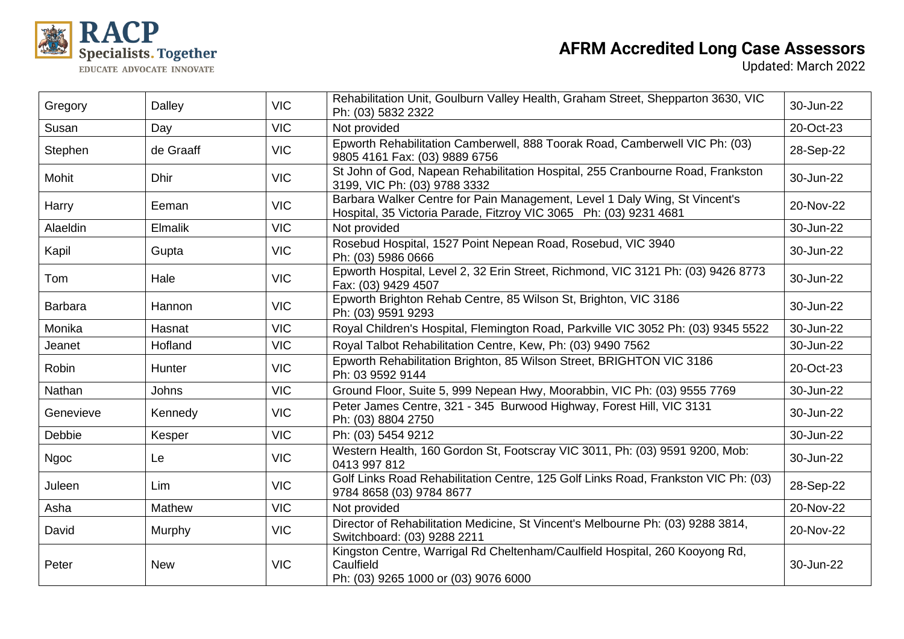# AFRM Accredited Long Case Assessors

Updated: March 2022

| | | | | |
|---|---|---|---|---|
| Gregory | Dalley | VIC | Rehabilitation Unit, Goulburn Valley Health, Graham Street, Shepparton 3630, VIC Ph: (03) 5832 2322 | 30-Jun-22 |
| Susan | Day | VIC | Not provided | 20-Oct-23 |
| Stephen | de Graaff | VIC | Epworth Rehabilitation Camberwell, 888 Toorak Road, Camberwell VIC Ph: (03) 9805 4161 Fax: (03) 9889 6756 | 28-Sep-22 |
| Mohit | Dhir | VIC | St John of God, Napean Rehabilitation Hospital, 255 Cranbourne Road, Frankston 3199, VIC Ph: (03) 9788 3332 | 30-Jun-22 |
| Harry | Eeman | VIC | Barbara Walker Centre for Pain Management, Level 1 Daly Wing, St Vincent's Hospital, 35 Victoria Parade, Fitzroy VIC 3065 Ph: (03) 9231 4681 | 20-Nov-22 |
| Alaeldin | Elmalik | VIC | Not provided | 30-Jun-22 |
| Kapil | Gupta | VIC | Rosebud Hospital, 1527 Point Nepean Road, Rosebud, VIC 3940 Ph: (03) 5986 0666 | 30-Jun-22 |
| Tom | Hale | VIC | Epworth Hospital, Level 2, 32 Erin Street, Richmond, VIC 3121 Ph: (03) 9426 8773 Fax: (03) 9429 4507 | 30-Jun-22 |
| Barbara | Hannon | VIC | Epworth Brighton Rehab Centre, 85 Wilson St, Brighton, VIC 3186 Ph: (03) 9591 9293 | 30-Jun-22 |
| Monika | Hasnat | VIC | Royal Children's Hospital, Flemington Road, Parkville VIC 3052 Ph: (03) 9345 5522 | 30-Jun-22 |
| Jeanet | Hofland | VIC | Royal Talbot Rehabilitation Centre, Kew, Ph: (03) 9490 7562 | 30-Jun-22 |
| Robin | Hunter | VIC | Epworth Rehabilitation Brighton, 85 Wilson Street, BRIGHTON VIC 3186 Ph: 03 9592 9144 | 20-Oct-23 |
| Nathan | Johns | VIC | Ground Floor, Suite 5, 999 Nepean Hwy, Moorabbin, VIC Ph: (03) 9555 7769 | 30-Jun-22 |
| Genevieve | Kennedy | VIC | Peter James Centre, 321 - 345 Burwood Highway, Forest Hill, VIC 3131 Ph: (03) 8804 2750 | 30-Jun-22 |
| Debbie | Kesper | VIC | Ph: (03) 5454 9212 | 30-Jun-22 |
| Ngoc | Le | VIC | Western Health, 160 Gordon St, Footscray VIC 3011, Ph: (03) 9591 9200, Mob: 0413 997 812 | 30-Jun-22 |
| Juleen | Lim | VIC | Golf Links Road Rehabilitation Centre, 125 Golf Links Road, Frankston VIC Ph: (03) 9784 8658 (03) 9784 8677 | 28-Sep-22 |
| Asha | Mathew | VIC | Not provided | 20-Nov-22 |
| David | Murphy | VIC | Director of Rehabilitation Medicine, St Vincent's Melbourne Ph: (03) 9288 3814, Switchboard: (03) 9288 2211 | 20-Nov-22 |
| Peter | New | VIC | Kingston Centre, Warrigal Rd Cheltenham/Caulfield Hospital, 260 Kooyong Rd, Caulfield Ph: (03) 9265 1000 or (03) 9076 6000 | 30-Jun-22 |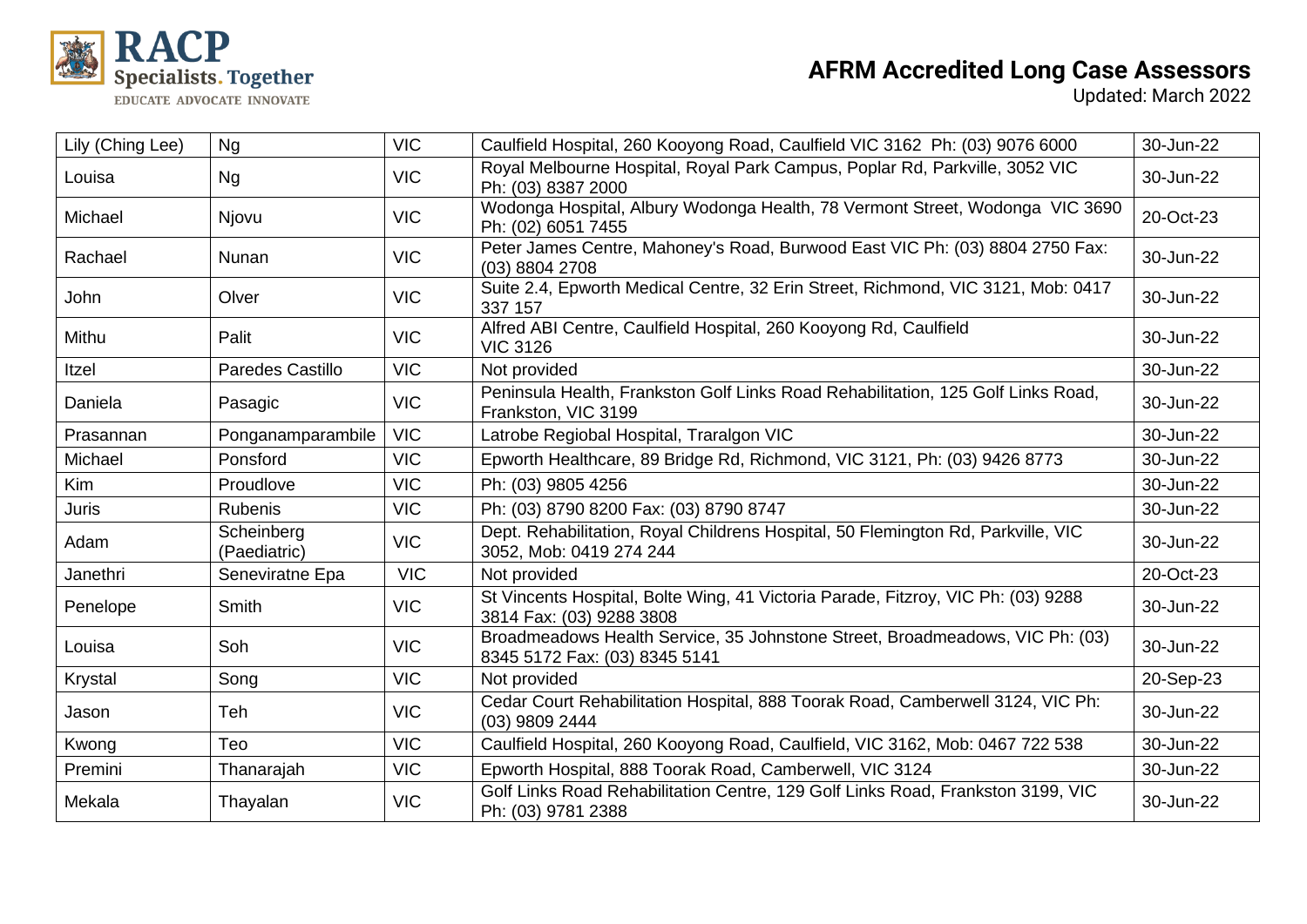# AFRM Accredited Long Case Assessors

Updated: March 2022

| | | | | |
|---|---|---|---|---|
| Lily (Ching Lee) | Ng | VIC | Caulfield Hospital, 260 Kooyong Road, Caulfield VIC 3162 Ph: (03) 9076 6000 | 30-Jun-22 |
| Louisa | Ng | VIC | Royal Melbourne Hospital, Royal Park Campus, Poplar Rd, Parkville, 3052 VIC Ph: (03) 8387 2000 | 30-Jun-22 |
| Michael | Njovu | VIC | Wodonga Hospital, Albury Wodonga Health, 78 Vermont Street, Wodonga VIC 3690 Ph: (02) 6051 7455 | 20-Oct-23 |
| Rachael | Nunan | VIC | Peter James Centre, Mahoney's Road, Burwood East VIC Ph: (03) 8804 2750 Fax: (03) 8804 2708 | 30-Jun-22 |
| John | Olver | VIC | Suite 2.4, Epworth Medical Centre, 32 Erin Street, Richmond, VIC 3121, Mob: 0417 337 157 | 30-Jun-22 |
| Mithu | Palit | VIC | Alfred ABI Centre, Caulfield Hospital, 260 Kooyong Rd, Caulfield VIC 3126 | 30-Jun-22 |
| Itzel | Paredes Castillo | VIC | Not provided | 30-Jun-22 |
| Daniela | Pasagic | VIC | Peninsula Health, Frankston Golf Links Road Rehabilitation, 125 Golf Links Road, Frankston, VIC 3199 | 30-Jun-22 |
| Prasannan | Ponganamparambile | VIC | Latrobe Regiobal Hospital, Traralgon VIC | 30-Jun-22 |
| Michael | Ponsford | VIC | Epworth Healthcare, 89 Bridge Rd, Richmond, VIC 3121, Ph: (03) 9426 8773 | 30-Jun-22 |
| Kim | Proudlove | VIC | Ph: (03) 9805 4256 | 30-Jun-22 |
| Juris | Rubenis | VIC | Ph: (03) 8790 8200 Fax: (03) 8790 8747 | 30-Jun-22 |
| Adam | Scheinberg (Paediatric) | VIC | Dept. Rehabilitation, Royal Childrens Hospital, 50 Flemington Rd, Parkville, VIC 3052, Mob: 0419 274 244 | 30-Jun-22 |
| Janethri | Seneviratne Epa | VIC | Not provided | 20-Oct-23 |
| Penelope | Smith | VIC | St Vincents Hospital, Bolte Wing, 41 Victoria Parade, Fitzroy, VIC Ph: (03) 9288 3814 Fax: (03) 9288 3808 | 30-Jun-22 |
| Louisa | Soh | VIC | Broadmeadows Health Service, 35 Johnstone Street, Broadmeadows, VIC Ph: (03) 8345 5172 Fax: (03) 8345 5141 | 30-Jun-22 |
| Krystal | Song | VIC | Not provided | 20-Sep-23 |
| Jason | Teh | VIC | Cedar Court Rehabilitation Hospital, 888 Toorak Road, Camberwell 3124, VIC Ph: (03) 9809 2444 | 30-Jun-22 |
| Kwong | Teo | VIC | Caulfield Hospital, 260 Kooyong Road, Caulfield, VIC 3162, Mob: 0467 722 538 | 30-Jun-22 |
| Premini | Thanarajah | VIC | Epworth Hospital, 888 Toorak Road, Camberwell, VIC 3124 | 30-Jun-22 |
| Mekala | Thayalan | VIC | Golf Links Road Rehabilitation Centre, 129 Golf Links Road, Frankston 3199, VIC Ph: (03) 9781 2388 | 30-Jun-22 |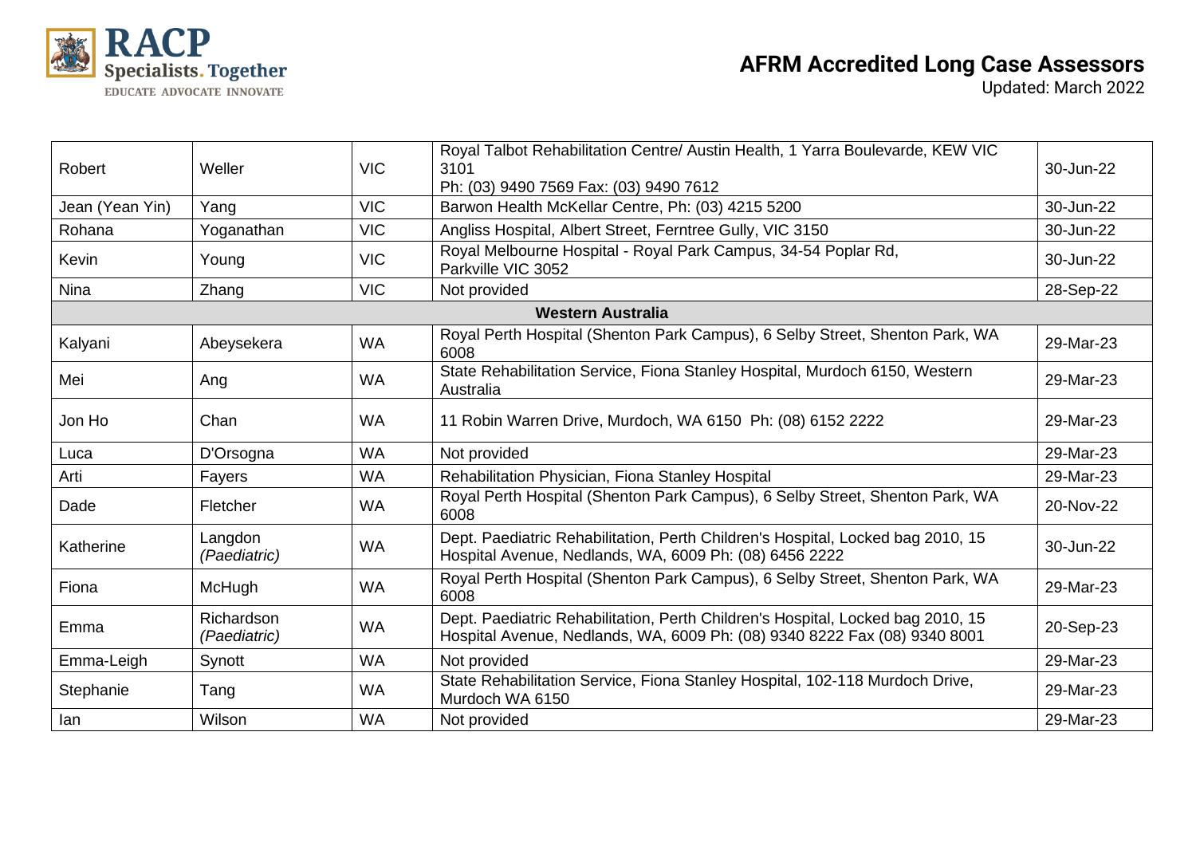# AFRM Accredited Long Case Assessors

Updated: March 2022

| | | | | |
|---|---|---|---|---|
| Robert | Weller | VIC | Royal Talbot Rehabilitation Centre/ Austin Health, 1 Yarra Boulevarde, KEW VIC 3101 Ph: (03) 9490 7569 Fax: (03) 9490 7612 | 30-Jun-22 |
| Jean (Yean Yin) | Yang | VIC | Barwon Health McKellar Centre, Ph: (03) 4215 5200 | 30-Jun-22 |
| Rohana | Yoganathan | VIC | Angliss Hospital, Albert Street, Ferntree Gully, VIC 3150 | 30-Jun-22 |
| Kevin | Young | VIC | Royal Melbourne Hospital - Royal Park Campus, 34-54 Poplar Rd, Parkville VIC 3052 | 30-Jun-22 |
| Nina | Zhang | VIC | Not provided | 28-Sep-22 |
| **Western Australia** | | | | |
| Kalyani | Abeysekera | WA | Royal Perth Hospital (Shenton Park Campus), 6 Selby Street, Shenton Park, WA 6008 | 29-Mar-23 |
| Mei | Ang | WA | State Rehabilitation Service, Fiona Stanley Hospital, Murdoch 6150, Western Australia | 29-Mar-23 |
| Jon Ho | Chan | WA | 11 Robin Warren Drive, Murdoch, WA 6150 Ph: (08) 6152 2222 | 29-Mar-23 |
| Luca | D'Orsogna | WA | Not provided | 29-Mar-23 |
| Arti | Fayers | WA | Rehabilitation Physician, Fiona Stanley Hospital | 29-Mar-23 |
| Dade | Fletcher | WA | Royal Perth Hospital (Shenton Park Campus), 6 Selby Street, Shenton Park, WA 6008 | 20-Nov-22 |
| Katherine | Langdon *(Paediatric)* | WA | Dept. Paediatric Rehabilitation, Perth Children's Hospital, Locked bag 2010, 15 Hospital Avenue, Nedlands, WA, 6009 Ph: (08) 6456 2222 | 30-Jun-22 |
| Fiona | McHugh | WA | Royal Perth Hospital (Shenton Park Campus), 6 Selby Street, Shenton Park, WA 6008 | 29-Mar-23 |
| Emma | Richardson *(Paediatric)* | WA | Dept. Paediatric Rehabilitation, Perth Children's Hospital, Locked bag 2010, 15 Hospital Avenue, Nedlands, WA, 6009 Ph: (08) 9340 8222 Fax (08) 9340 8001 | 20-Sep-23 |
| Emma-Leigh | Synott | WA | Not provided | 29-Mar-23 |
| Stephanie | Tang | WA | State Rehabilitation Service, Fiona Stanley Hospital, 102-118 Murdoch Drive, Murdoch WA 6150 | 29-Mar-23 |
| Ian | Wilson | WA | Not provided | 29-Mar-23 |